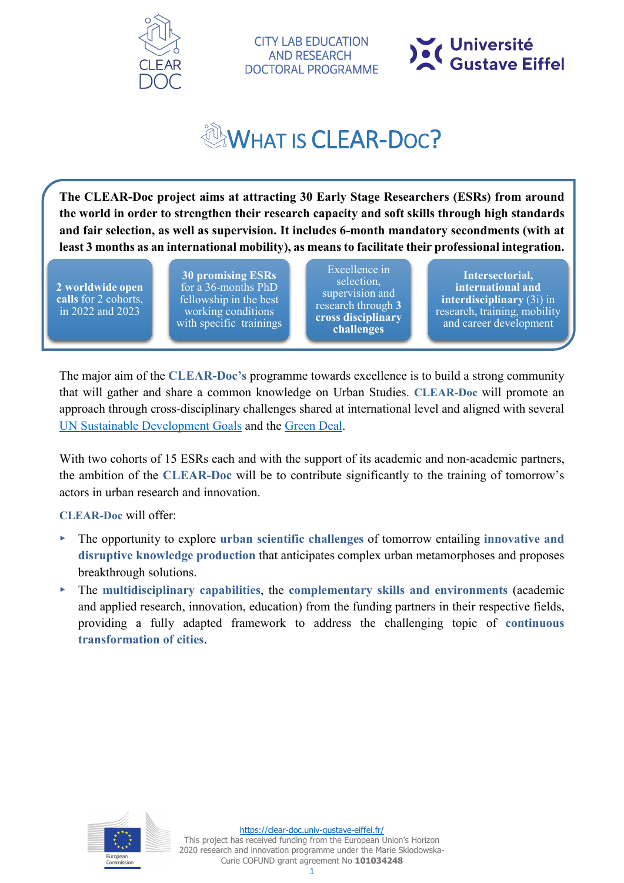CLEAR DOC

CITY LAB EDUCATION AND RESEARCH DOCTORAL PROGRAMME

Université Gustave Eiffel

# What is CLEAR-Doc?

**The CLEAR-Doc project aims at attracting 30 Early Stage Researchers (ESRs) from around the world in order to strengthen their research capacity and soft skills through high standards and fair selection, as well as supervision. It includes 6-month mandatory secondments (with at least 3 months as an international mobility), as means to facilitate their professional integration.**

- **2 worldwide open calls** for 2 cohorts, in 2022 and 2023
- **30 promising ESRs** for a 36-months PhD fellowship in the best working conditions with specific trainings
- Excellence in selection, supervision and research through **3 cross disciplinary challenges**
- **Intersectorial, international and interdisciplinary** (3i) in research, training, mobility and career development

The major aim of the **CLEAR-Doc's** programme towards excellence is to build a strong community that will gather and share a common knowledge on Urban Studies. **CLEAR-Doc** will promote an approach through cross-disciplinary challenges shared at international level and aligned with several UN Sustainable Development Goals and the Green Deal.

With two cohorts of 15 ESRs each and with the support of its academic and non-academic partners, the ambition of the **CLEAR-Doc** will be to contribute significantly to the training of tomorrow's actors in urban research and innovation.

**CLEAR-Doc** will offer:

- The opportunity to explore **urban scientific challenges** of tomorrow entailing **innovative and disruptive knowledge production** that anticipates complex urban metamorphoses and proposes breakthrough solutions.
- The **multidisciplinary capabilities**, the **complementary skills and environments** (academic and applied research, innovation, education) from the funding partners in their respective fields, providing a fully adapted framework to address the challenging topic of **continuous transformation of cities**.

European Commission

https://clear-doc.univ-gustave-eiffel.fr/
This project has received funding from the European Union's Horizon 2020 research and innovation programme under the Marie Sklodowska-Curie COFUND grant agreement No **101034248**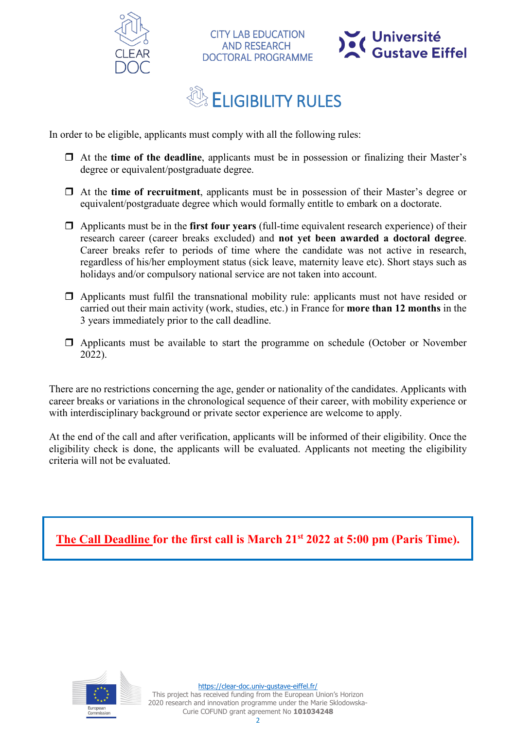# ELIGIBILITY RULES

In order to be eligible, applicants must comply with all the following rules:

- At the **time of the deadline**, applicants must be in possession or finalizing their Master's degree or equivalent/postgraduate degree.
- At the **time of recruitment**, applicants must be in possession of their Master's degree or equivalent/postgraduate degree which would formally entitle to embark on a doctorate.
- Applicants must be in the **first four years** (full-time equivalent research experience) of their research career (career breaks excluded) and **not yet been awarded a doctoral degree**. Career breaks refer to periods of time where the candidate was not active in research, regardless of his/her employment status (sick leave, maternity leave etc). Short stays such as holidays and/or compulsory national service are not taken into account.
- Applicants must fulfil the transnational mobility rule: applicants must not have resided or carried out their main activity (work, studies, etc.) in France for **more than 12 months** in the 3 years immediately prior to the call deadline.
- Applicants must be available to start the programme on schedule (October or November 2022).

There are no restrictions concerning the age, gender or nationality of the candidates. Applicants with career breaks or variations in the chronological sequence of their career, with mobility experience or with interdisciplinary background or private sector experience are welcome to apply.

At the end of the call and after verification, applicants will be informed of their eligibility. Once the eligibility check is done, the applicants will be evaluated. Applicants not meeting the eligibility criteria will not be evaluated.

**The Call Deadline for the first call is March 21st 2022 at 5:00 pm (Paris Time).**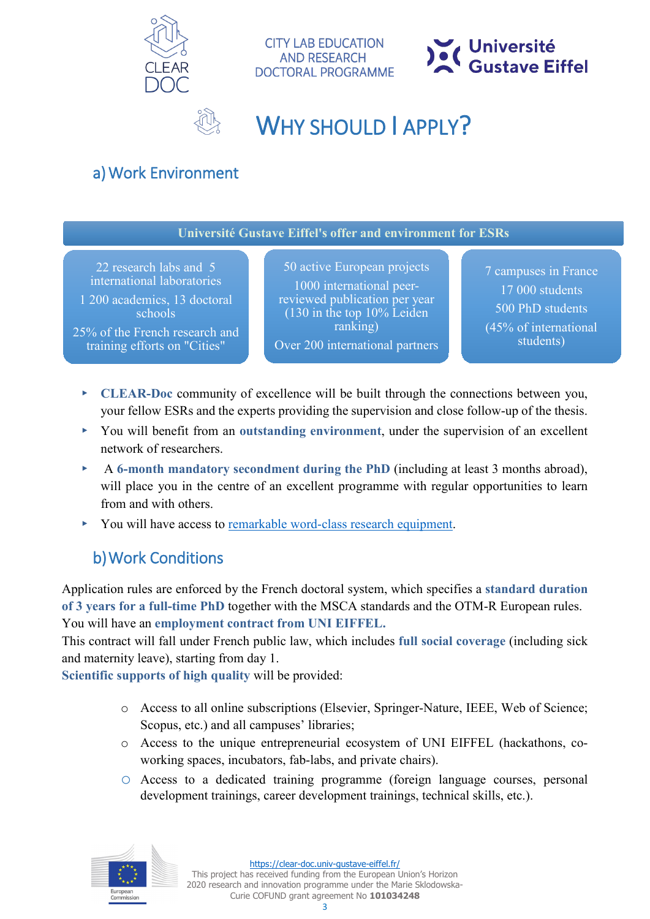CITY LAB EDUCATION AND RESEARCH DOCTORAL PROGRAMME

# WHY SHOULD I APPLY?

## a) Work Environment

| Université Gustave Eiffel's offer and environment for ESRs | | |
| --- | --- | --- |
| 22 research labs and 5 international laboratories<br>1 200 academics, 13 doctoral schools<br>25% of the French research and training efforts on "Cities" | 50 active European projects<br>1000 international peer-reviewed publication per year (130 in the top 10% Leiden ranking)<br>Over 200 international partners | 7 campuses in France<br>17 000 students<br>500 PhD students<br>(45% of international students) |

- **CLEAR-Doc** community of excellence will be built through the connections between you, your fellow ESRs and the experts providing the supervision and close follow-up of the thesis.
- You will benefit from an **outstanding environment**, under the supervision of an excellent network of researchers.
- A **6-month mandatory secondment during the PhD** (including at least 3 months abroad), will place you in the centre of an excellent programme with regular opportunities to learn from and with others.
- You will have access to remarkable word-class research equipment.

## b) Work Conditions

Application rules are enforced by the French doctoral system, which specifies a **standard duration of 3 years for a full-time PhD** together with the MSCA standards and the OTM-R European rules. You will have an **employment contract from UNI EIFFEL.**
This contract will fall under French public law, which includes **full social coverage** (including sick and maternity leave), starting from day 1.
**Scientific supports of high quality** will be provided:

- Access to all online subscriptions (Elsevier, Springer-Nature, IEEE, Web of Science; Scopus, etc.) and all campuses' libraries;
- Access to the unique entrepreneurial ecosystem of UNI EIFFEL (hackathons, co-working spaces, incubators, fab-labs, and private chairs).
- Access to a dedicated training programme (foreign language courses, personal development trainings, career development trainings, technical skills, etc.).

https://clear-doc.univ-gustave-eiffel.fr/
This project has received funding from the European Union's Horizon 2020 research and innovation programme under the Marie Sklodowska-Curie COFUND grant agreement No **101034248**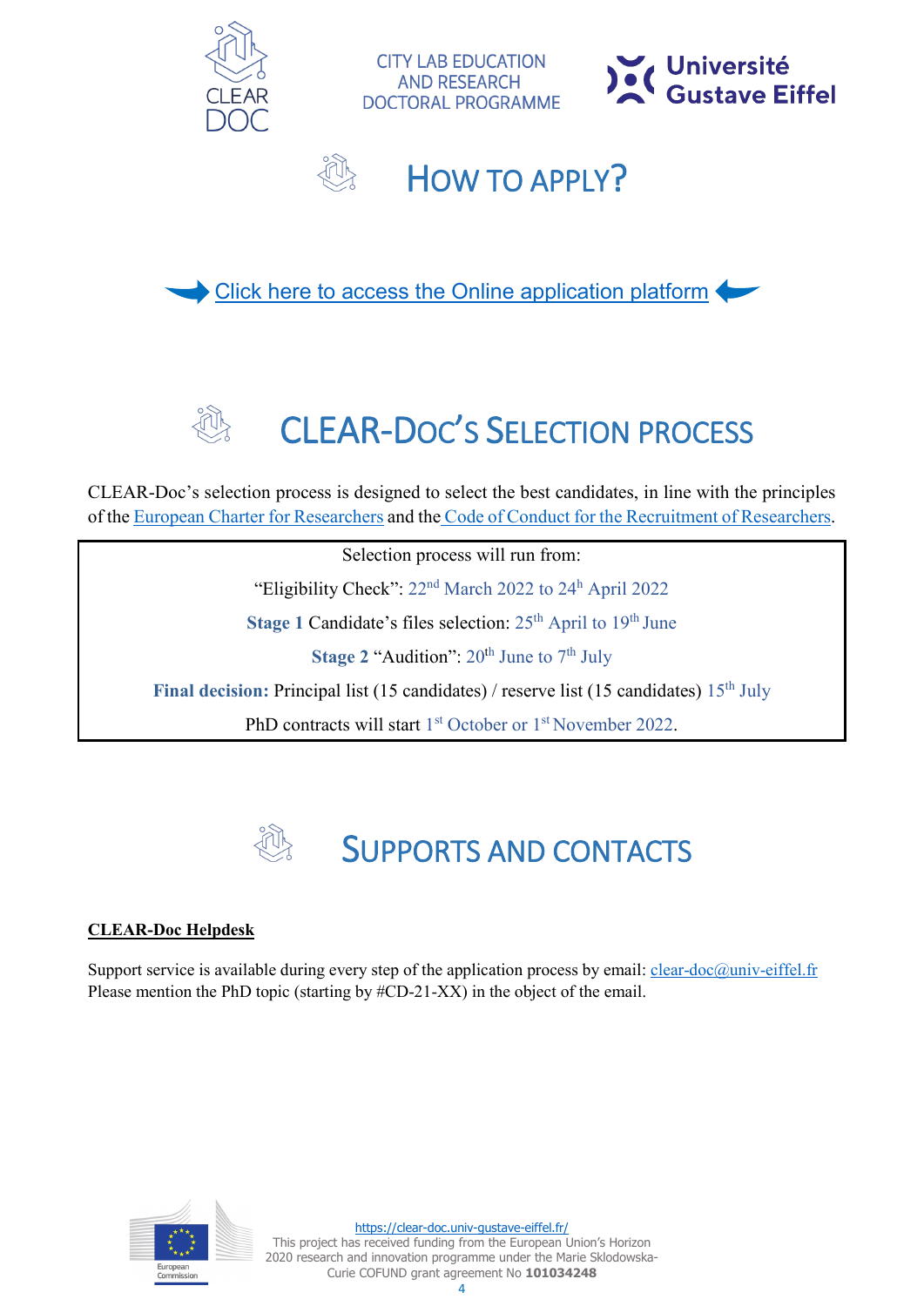CLEAR DOC

CITY LAB EDUCATION AND RESEARCH DOCTORAL PROGRAMME

Université Gustave Eiffel

# HOW TO APPLY?

Click here to access the Online application platform

# CLEAR-DOC'S SELECTION PROCESS

CLEAR-Doc's selection process is designed to select the best candidates, in line with the principles of the European Charter for Researchers and the Code of Conduct for the Recruitment of Researchers.

Selection process will run from:

"Eligibility Check": 22nd March 2022 to 24th April 2022

**Stage 1** Candidate's files selection: 25th April to 19th June

**Stage 2** "Audition": 20th June to 7th July

**Final decision:** Principal list (15 candidates) / reserve list (15 candidates) 15th July

PhD contracts will start 1st October or 1st November 2022.

# SUPPORTS AND CONTACTS

**CLEAR-Doc Helpdesk**

Support service is available during every step of the application process by email: clear-doc@univ-eiffel.fr
Please mention the PhD topic (starting by #CD-21-XX) in the object of the email.

https://clear-doc.univ-gustave-eiffel.fr/

This project has received funding from the European Union's Horizon 2020 research and innovation programme under the Marie Sklodowska-Curie COFUND grant agreement No **101034248**